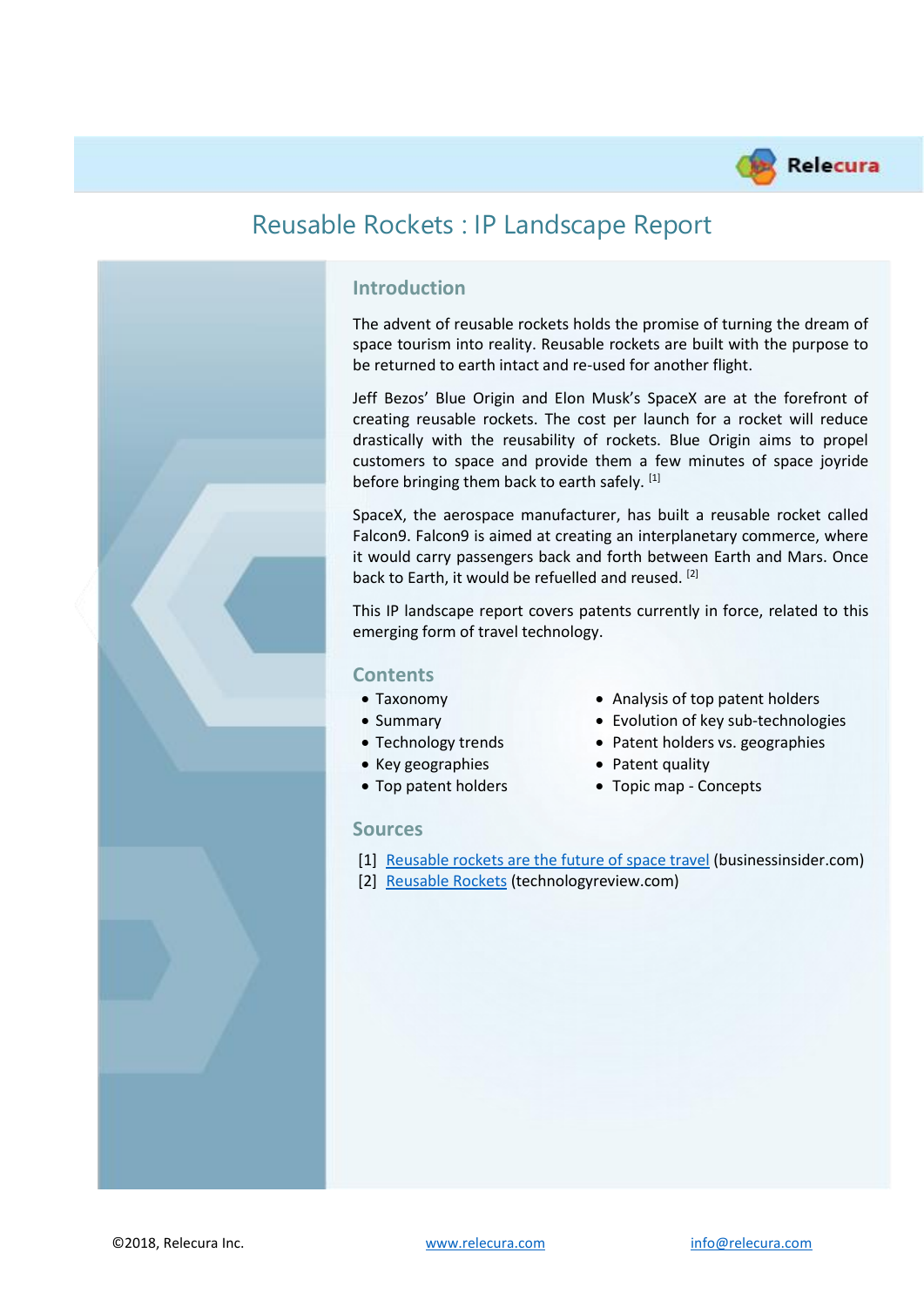# Reusable Rockets : IP Landscape Report

## Introduction

The advent of reusable rockets holds the promise of turning the dream of space tourism into reality. Reusable rockets are built with the purpose to be returned to earth intact and re-used for another flight.

Jeff Bezos' Blue Origin and Elon Musk's SpaceX are at the forefront of creating reusable rockets. The cost per launch for a rocket will reduce drastically with the reusability of rockets. Blue Origin aims to propel customers to space and provide them a few minutes of space joyride before bringing them back to earth safely. [1]

SpaceX, the aerospace manufacturer, has built a reusable rocket called Falcon9. Falcon9 is aimed at creating an interplanetary commerce, where it would carry passengers back and forth between Earth and Mars. Once back to Earth, it would be refuelled and reused. [2]

This IP landscape report covers patents currently in force, related to this emerging form of travel technology.

## Contents

- Taxonomy
- Summary
- Technology trends
- Key geographies
- Top patent holders
- Analysis of top patent holders
- Evolution of key sub-technologies
- Patent holders vs. geographies
- Patent quality
- Topic map - Concepts

## Sources

[1] Reusable rockets are the future of space travel (businessinsider.com)
[2] Reusable Rockets (technologyreview.com)

©2018, Relecura Inc. www.relecura.com info@relecura.com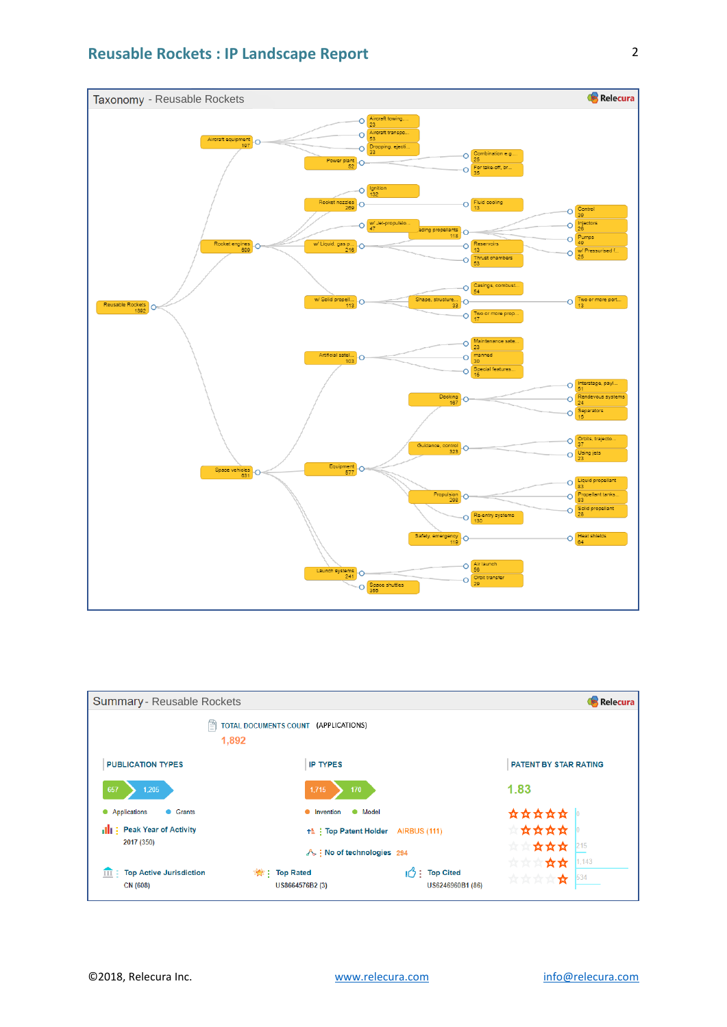## Taxonomy - Reusable Rockets

Reusable Rockets 1892
- Aircraft equipment 197
  - Aircraft towing... 23
  - Aircraft transpo... 53
  - Dropping, ejecti... 23
  - Power plant 62
    - Combination e.g.... 25
    - For take-off, br... 35
- Rocket engines 869
  - Ignition 132
  - Rocket nozzles 269
    - Fluid cooling 13
  - w/ Jet-propulsio... 47
  - w/ Liquid, gas p... 216
    - ...ading propellants 118
      - Control 39
      - Injectors 26
      - Pumps 49
      - w/ Pressurised f... 25
    - Reservoirs 13
    - Thrust chambers 53
  - w/ Solid propell... 113
    - Casings, combust... 54
    - Shape, structure... 33
      - Two or more port... 13
    - Two or more prop... 17
- Space vehicles 631
  - Artificial satel... 103
    - Maintenance safe... 23
    - manned 30
    - Special features... 15
  - Equipment 577
    - Docking 167
      - Interstage, payl... 51
      - Rendevous systems 24
      - Separators 15
    - Guidance, control 323
      - Orbits, trajecto... 37
      - Using jets 23
    - Propulsion 208
      - Liquid propellant 83
      - Propellant tanks... 83
      - Solid propellant 28
    - Re-entry systems 130
    - Safety, emergency 118
      - Heat shields 64
  - Launch systems 241
    - Air launch 56
    - Orbit transfer 29
  - Space shuttles 265

## Summary - Reusable Rockets

TOTAL DOCUMENTS COUNT (APPLICATIONS)
1,892

**PUBLICATION TYPES**
- Applications: 657
- Grants: 1,205

Peak Year of Activity: 2017 (350)

**IP TYPES**
- Invention: 1,716
- Model: 170

Top Patent Holder: AIRBUS (111)

No of technologies: 294

**PATENT BY STAR RATING**

1.83

| Stars | Count |
|---|---|
| 5 | 0 |
| 4 | 0 |
| 3 | 215 |
| 2 | 1,143 |
| 1 | 534 |

Top Active Jurisdiction: CN (608)

Top Rated: US8664576B2 (3)

Top Cited: US6246960B1 (86)

©2018, Relecura Inc. www.relecura.com info@relecura.com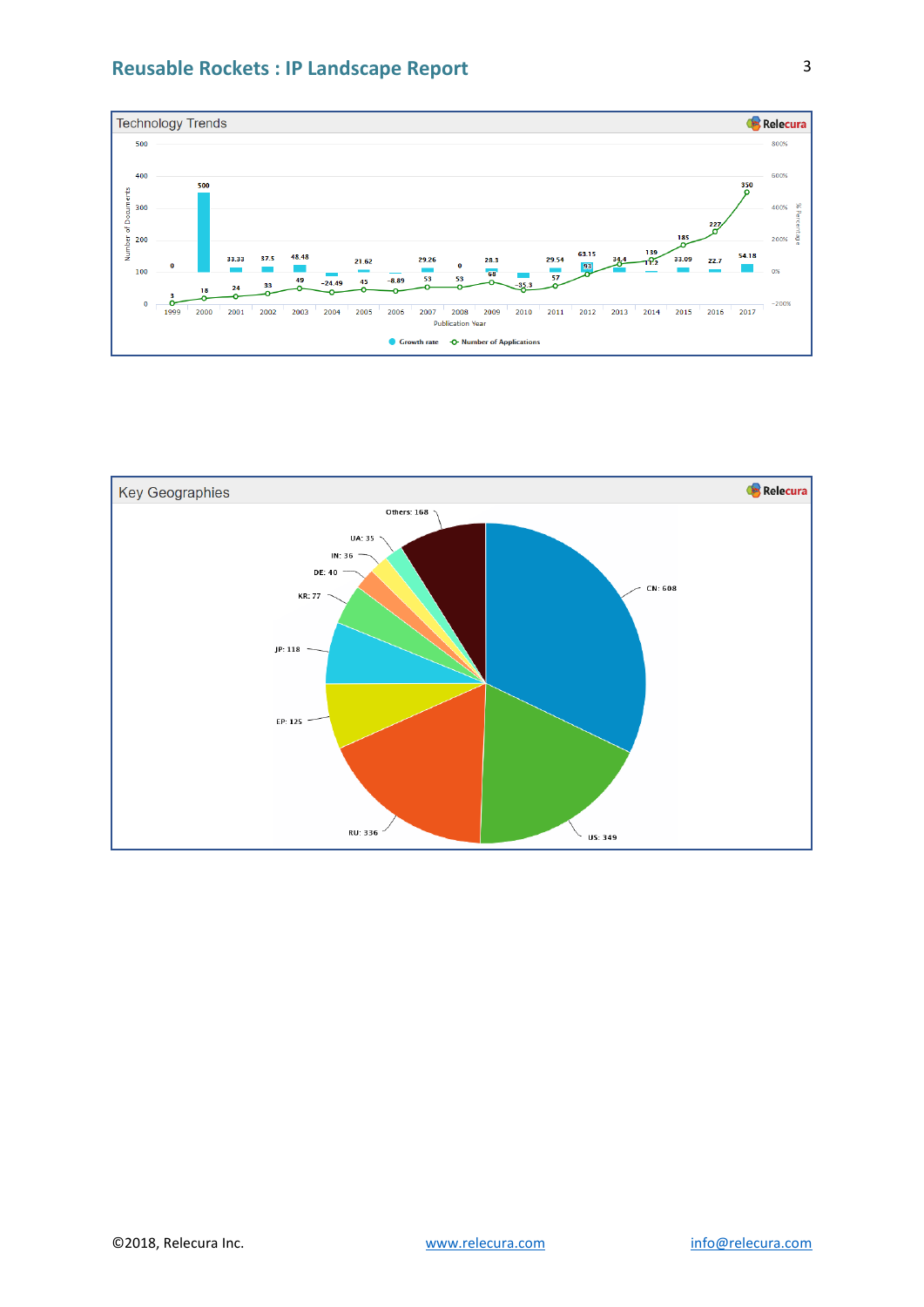Technology Trends

| Publication Year | Number of Applications | Growth rate (%) |
|---|---|---|
| 1999 | 3 | 0 |
| 2000 | 18 | 500 |
| 2001 | 24 | 33.33 |
| 2002 | 33 | 37.5 |
| 2003 | 49 | 48.48 |
| 2004 | 37 | -24.49 |
| 2005 | 45 | 21.62 |
| 2006 | 41 | -8.89 |
| 2007 | 53 | 29.26 |
| 2008 | 53 | 0 |
| 2009 | 68 | 28.3 |
| 2010 | 44 | -35.3 |
| 2011 | 57 | 29.54 |
| 2012 | 93 | 63.15 |
| 2013 | 125 | 34.4 |
| 2014 | 139 | 11.2 |
| 2015 | 185 | 33.09 |
| 2016 | 227 | 22.7 |
| 2017 | 350 | 54.18 |

Key Geographies

| Geography | Count |
|---|---|
| CN | 608 |
| US | 349 |
| RU | 336 |
| EP | 125 |
| JP | 118 |
| KR | 77 |
| DE | 40 |
| IN | 36 |
| UA | 35 |
| Others | 168 |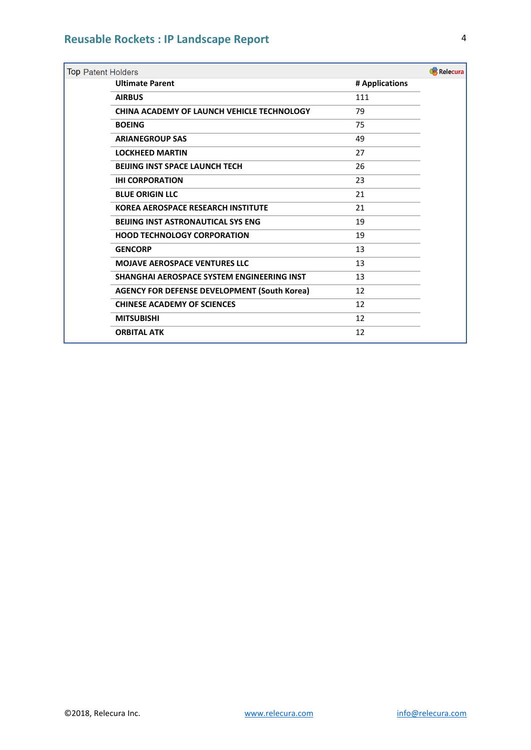Top Patent Holders

| Ultimate Parent | # Applications |
|---|---|
| AIRBUS | 111 |
| CHINA ACADEMY OF LAUNCH VEHICLE TECHNOLOGY | 79 |
| BOEING | 75 |
| ARIANEGROUP SAS | 49 |
| LOCKHEED MARTIN | 27 |
| BEIJING INST SPACE LAUNCH TECH | 26 |
| IHI CORPORATION | 23 |
| BLUE ORIGIN LLC | 21 |
| KOREA AEROSPACE RESEARCH INSTITUTE | 21 |
| BEIJING INST ASTRONAUTICAL SYS ENG | 19 |
| HOOD TECHNOLOGY CORPORATION | 19 |
| GENCORP | 13 |
| MOJAVE AEROSPACE VENTURES LLC | 13 |
| SHANGHAI AEROSPACE SYSTEM ENGINEERING INST | 13 |
| AGENCY FOR DEFENSE DEVELOPMENT (South Korea) | 12 |
| CHINESE ACADEMY OF SCIENCES | 12 |
| MITSUBISHI | 12 |
| ORBITAL ATK | 12 |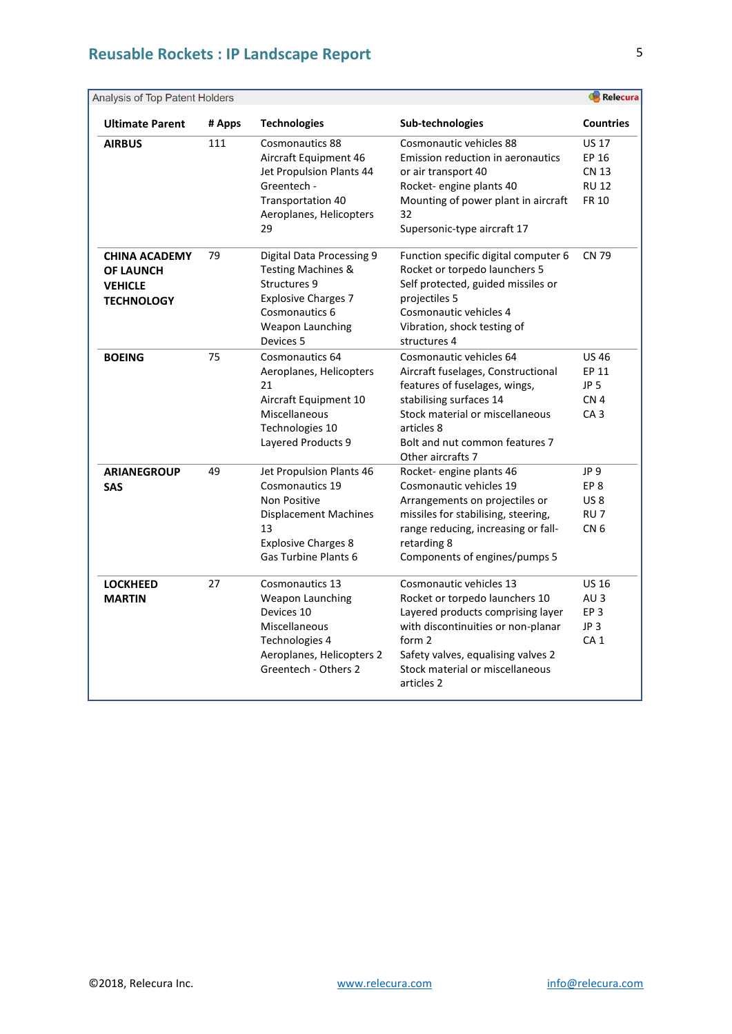Analysis of Top Patent Holders

| Ultimate Parent | # Apps | Technologies | Sub-technologies | Countries |
|---|---|---|---|---|
| **AIRBUS** | 111 | Cosmonautics 88<br>Aircraft Equipment 46<br>Jet Propulsion Plants 44<br>Greentech - Transportation 40<br>Aeroplanes, Helicopters 29 | Cosmonautic vehicles 88<br>Emission reduction in aeronautics or air transport 40<br>Rocket- engine plants 40<br>Mounting of power plant in aircraft 32<br>Supersonic-type aircraft 17 | US 17<br>EP 16<br>CN 13<br>RU 12<br>FR 10 |
| **CHINA ACADEMY OF LAUNCH VEHICLE TECHNOLOGY** | 79 | Digital Data Processing 9<br>Testing Machines & Structures 9<br>Explosive Charges 7<br>Cosmonautics 6<br>Weapon Launching Devices 5 | Function specific digital computer 6<br>Rocket or torpedo launchers 5<br>Self protected, guided missiles or projectiles 5<br>Cosmonautic vehicles 4<br>Vibration, shock testing of structures 4 | CN 79 |
| **BOEING** | 75 | Cosmonautics 64<br>Aeroplanes, Helicopters 21<br>Aircraft Equipment 10<br>Miscellaneous Technologies 10<br>Layered Products 9 | Cosmonautic vehicles 64<br>Aircraft fuselages, Constructional features of fuselages, wings, stabilising surfaces 14<br>Stock material or miscellaneous articles 8<br>Bolt and nut common features 7<br>Other aircrafts 7 | US 46<br>EP 11<br>JP 5<br>CN 4<br>CA 3 |
| **ARIANEGROUP SAS** | 49 | Jet Propulsion Plants 46<br>Cosmonautics 19<br>Non Positive Displacement Machines 13<br>Explosive Charges 8<br>Gas Turbine Plants 6 | Rocket- engine plants 46<br>Cosmonautic vehicles 19<br>Arrangements on projectiles or missiles for stabilising, steering, range reducing, increasing or fall-retarding 8<br>Components of engines/pumps 5 | JP 9<br>EP 8<br>US 8<br>RU 7<br>CN 6 |
| **LOCKHEED MARTIN** | 27 | Cosmonautics 13<br>Weapon Launching Devices 10<br>Miscellaneous Technologies 4<br>Aeroplanes, Helicopters 2<br>Greentech - Others 2 | Cosmonautic vehicles 13<br>Rocket or torpedo launchers 10<br>Layered products comprising layer with discontinuities or non-planar form 2<br>Safety valves, equalising valves 2<br>Stock material or miscellaneous articles 2 | US 16<br>AU 3<br>EP 3<br>JP 3<br>CA 1 |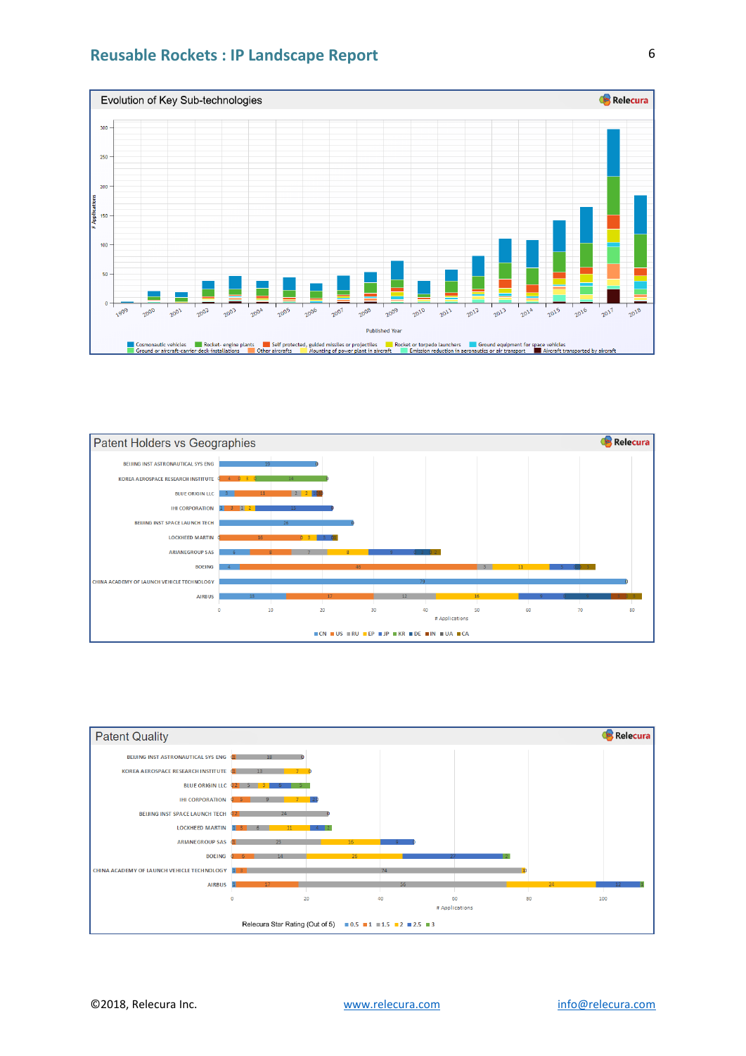## Evolution of Key Sub-technologies

Relecura

# Applications

Published Year

Cosmonautic vehicles, Rocket- engine plants, Self protected, guided missiles or projectiles, Rocket or torpedo launchers, Ground equipment for space vehicles, Ground or aircraft-carrier-deck-installations, Other aircrafts, Mounting of power plant in aircraft, Emission reduction in aeronautics or air transport, Aircraft transported by aircraft

## Patent Holders vs Geographies

Relecura

BEIJING INST ASTRONAUTICAL SYS ENG
KOREA AEROSPACE RESEARCH INSTITUTE
BLUE ORIGIN LLC
IHI CORPORATION
BEIJING INST SPACE LAUNCH TECH
LOCKHEED MARTIN
ARIANEGROUP SAS
BOEING
CHINA ACADEMY OF LAUNCH VEHICLE TECHNOLOGY
AIRBUS

# Applications

CN, US, RU, EP, JP, KR, DE, IN, UA, CA

## Patent Quality

Relecura

BEIJING INST ASTRONAUTICAL SYS ENG
KOREA AEROSPACE RESEARCH INSTITUTE
BLUE ORIGIN LLC
IHI CORPORATION
BEIJING INST SPACE LAUNCH TECH
LOCKHEED MARTIN
ARIANEGROUP SAS
BOEING
CHINA ACADEMY OF LAUNCH VEHICLE TECHNOLOGY
AIRBUS

# Applications

Relecura Star Rating (Out of 5): 0.5, 1, 1.5, 2, 2.5, 3

©2018, Relecura Inc. www.relecura.com info@relecura.com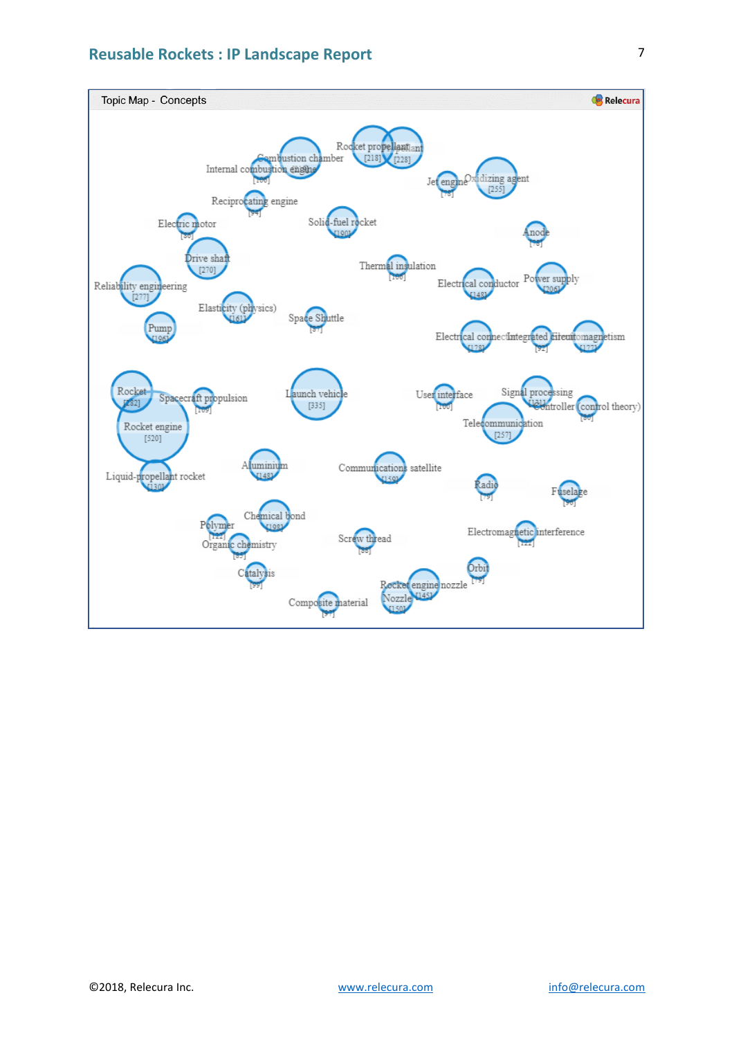Topic Map - Concepts

Relecura

Rocket propellant [218]
Propellant [228]
Combustion chamber
Internal combustion engine [100]
Jet engine [78]
Oxidizing agent [255]
Reciprocating engine [94]
Solid-fuel rocket [190]
Electric motor [80]
Anode [78]
Drive shaft [270]
Thermal insulation [100]
Reliability engineering [277]
Electrical conductor [148]
Power supply [206]
Elasticity (physics) [161]
Space Shuttle [87]
Pump [196]
Electrical connector [128]
Integrated circuit [92]
Electromagnetism [127]
Rocket [282]
Spacecraft propulsion [109]
Launch vehicle [335]
User interface [100]
Signal processing [131]
Controller (control theory) [86]
Rocket engine [520]
Telecommunication [257]
Liquid-propellant rocket [130]
Aluminium [148]
Communications satellite [159]
Radio [79]
Fuselage [90]
Chemical bond [109]
Polymer [121]
Organic chemistry [85]
Screw thread [88]
Electromagnetic interference [122]
Catalysis [99]
Orbit [79]
Rocket engine nozzle [145]
Nozzle [150]
Composite material [97]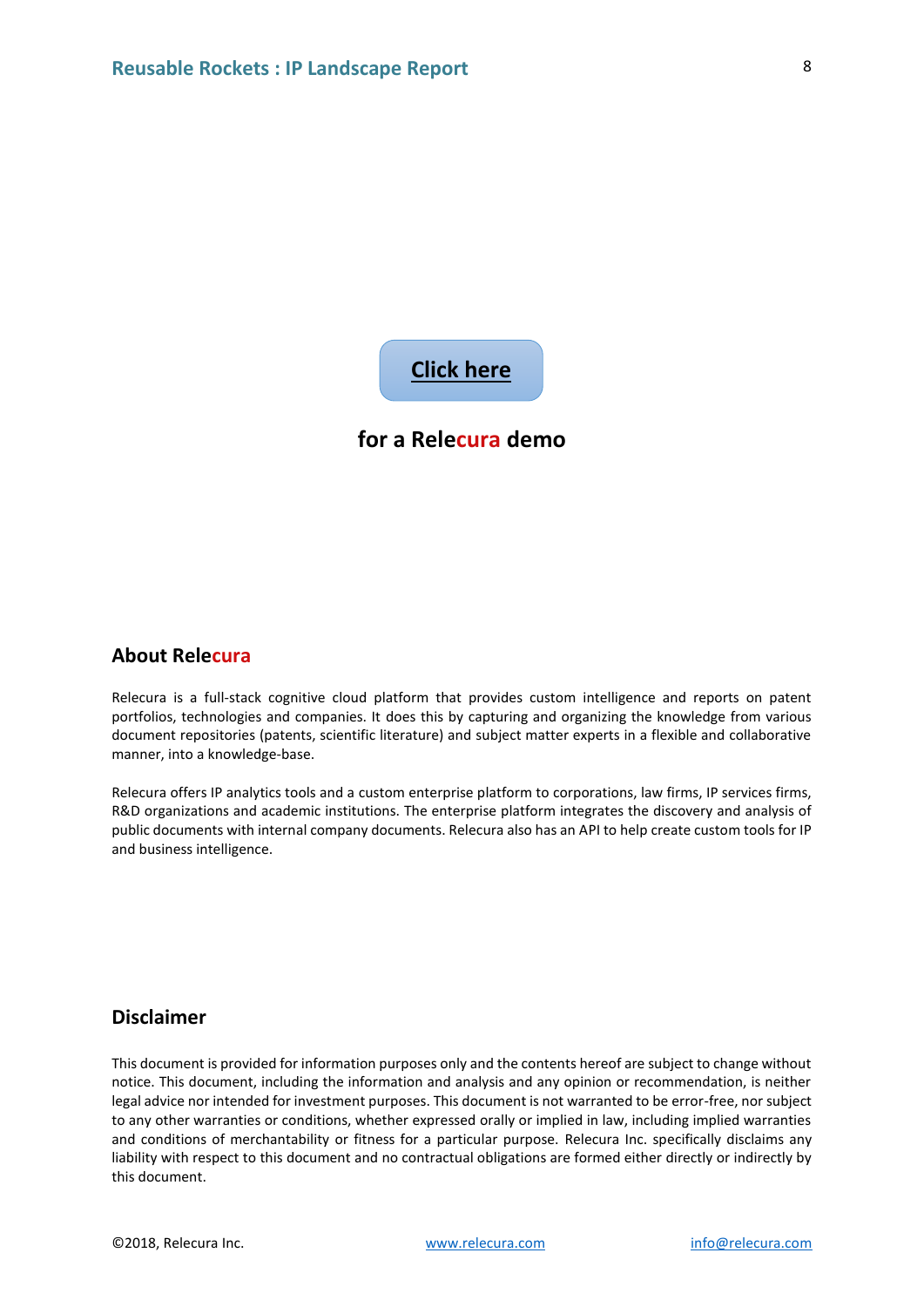**Click here**

**for a Relecura demo**

## About Relecura

Relecura is a full-stack cognitive cloud platform that provides custom intelligence and reports on patent portfolios, technologies and companies. It does this by capturing and organizing the knowledge from various document repositories (patents, scientific literature) and subject matter experts in a flexible and collaborative manner, into a knowledge-base.

Relecura offers IP analytics tools and a custom enterprise platform to corporations, law firms, IP services firms, R&D organizations and academic institutions. The enterprise platform integrates the discovery and analysis of public documents with internal company documents. Relecura also has an API to help create custom tools for IP and business intelligence.

## Disclaimer

This document is provided for information purposes only and the contents hereof are subject to change without notice. This document, including the information and analysis and any opinion or recommendation, is neither legal advice nor intended for investment purposes. This document is not warranted to be error-free, nor subject to any other warranties or conditions, whether expressed orally or implied in law, including implied warranties and conditions of merchantability or fitness for a particular purpose. Relecura Inc. specifically disclaims any liability with respect to this document and no contractual obligations are formed either directly or indirectly by this document.

©2018, Relecura Inc. www.relecura.com info@relecura.com